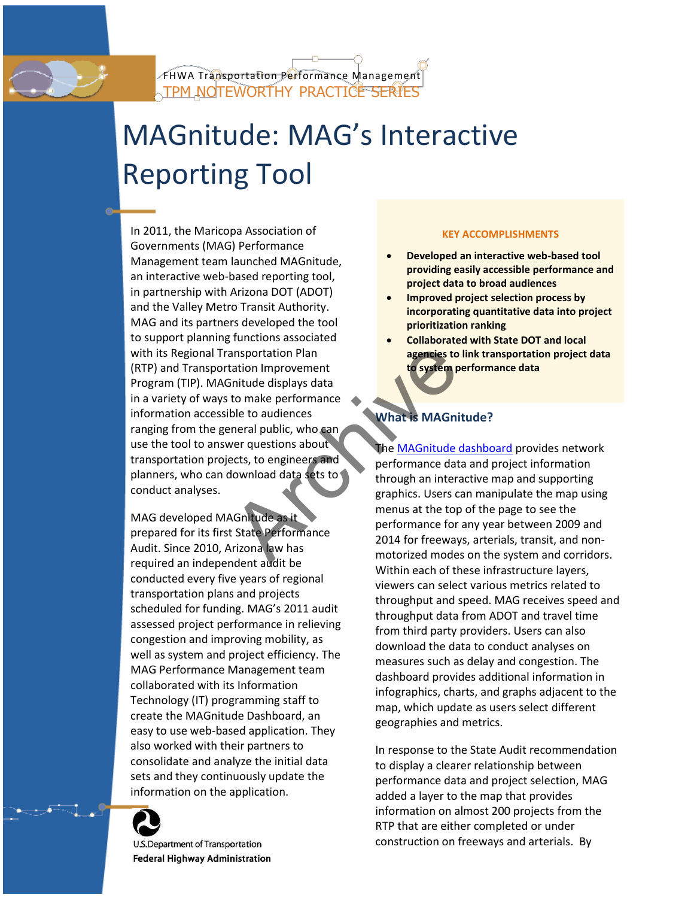FHWA Transportation Performance Management
TPM NOTEWORTHY PRACTICE SERIES

# MAGnitude: MAG's Interactive Reporting Tool

In 2011, the Maricopa Association of Governments (MAG) Performance Management team launched MAGnitude, an interactive web-based reporting tool, in partnership with Arizona DOT (ADOT) and the Valley Metro Transit Authority. MAG and its partners developed the tool to support planning functions associated with its Regional Transportation Plan (RTP) and Transportation Improvement Program (TIP). MAGnitude displays data in a variety of ways to make performance information accessible to audiences ranging from the general public, who can use the tool to answer questions about transportation projects, to engineers and planners, who can download data sets to conduct analyses.

MAG developed MAGnitude as it prepared for its first State Performance Audit. Since 2010, Arizona law has required an independent audit be conducted every five years of regional transportation plans and projects scheduled for funding. MAG's 2011 audit assessed project performance in relieving congestion and improving mobility, as well as system and project efficiency. The MAG Performance Management team collaborated with its Information Technology (IT) programming staff to create the MAGnitude Dashboard, an easy to use web-based application. They also worked with their partners to consolidate and analyze the initial data sets and they continuously update the information on the application.

**KEY ACCOMPLISHMENTS**

- **Developed an interactive web-based tool providing easily accessible performance and project data to broad audiences**
- **Improved project selection process by incorporating quantitative data into project prioritization ranking**
- **Collaborated with State DOT and local agencies to link transportation project data to system performance data**

## What is MAGnitude?

The MAGnitude dashboard provides network performance data and project information through an interactive map and supporting graphics. Users can manipulate the map using menus at the top of the page to see the performance for any year between 2009 and 2014 for freeways, arterials, transit, and non-motorized modes on the system and corridors. Within each of these infrastructure layers, viewers can select various metrics related to throughput and speed. MAG receives speed and throughput data from ADOT and travel time from third party providers. Users can also download the data to conduct analyses on measures such as delay and congestion. The dashboard provides additional information in infographics, charts, and graphs adjacent to the map, which update as users select different geographies and metrics.

In response to the State Audit recommendation to display a clearer relationship between performance data and project selection, MAG added a layer to the map that provides information on almost 200 projects from the RTP that are either completed or under construction on freeways and arterials. By

U.S. Department of Transportation
Federal Highway Administration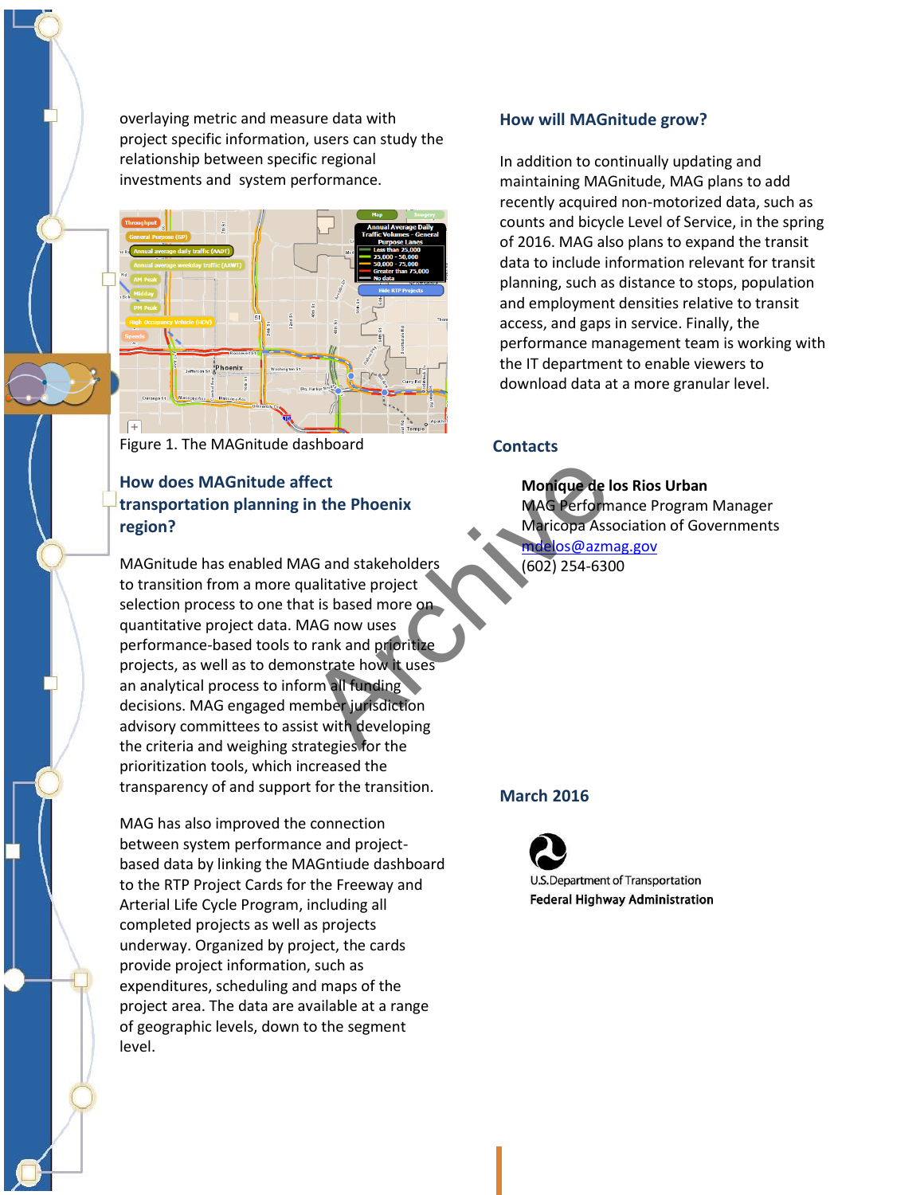overlaying metric and measure data with project specific information, users can study the relationship between specific regional investments and system performance.

Throughput

General Purpose (GP)

Annual average daily traffic (AADT)

Annual average weekday traffic (AAWT)

AM Peak

Midday

PM Peak

High Occupancy Vehicle (HOV)

Speeds

Map

Imagery

Annual Average Daily Traffic Volumes - General Purpose Lanes

Less than 25,000

25,000 - 50,000

50,000 - 75,000

Greater than 75,000

No data

Hide RTP Projects

Phoenix

Tempe

Figure 1. The MAGnitude dashboard

## How does MAGnitude affect transportation planning in the Phoenix region?

MAGnitude has enabled MAG and stakeholders to transition from a more qualitative project selection process to one that is based more on quantitative project data. MAG now uses performance-based tools to rank and prioritize projects, as well as to demonstrate how it uses an analytical process to inform all funding decisions. MAG engaged member jurisdiction advisory committees to assist with developing the criteria and weighing strategies for the prioritization tools, which increased the transparency of and support for the transition.

MAG has also improved the connection between system performance and project-based data by linking the MAGntiude dashboard to the RTP Project Cards for the Freeway and Arterial Life Cycle Program, including all completed projects as well as projects underway. Organized by project, the cards provide project information, such as expenditures, scheduling and maps of the project area. The data are available at a range of geographic levels, down to the segment level.

## How will MAGnitude grow?

In addition to continually updating and maintaining MAGnitude, MAG plans to add recently acquired non-motorized data, such as counts and bicycle Level of Service, in the spring of 2016. MAG also plans to expand the transit data to include information relevant for transit planning, such as distance to stops, population and employment densities relative to transit access, and gaps in service. Finally, the performance management team is working with the IT department to enable viewers to download data at a more granular level.

## Contacts

**Monique de los Rios Urban**
MAG Performance Program Manager
Maricopa Association of Governments
mdelos@azmag.gov
(602) 254-6300

**March 2016**

U.S. Department of Transportation
**Federal Highway Administration**